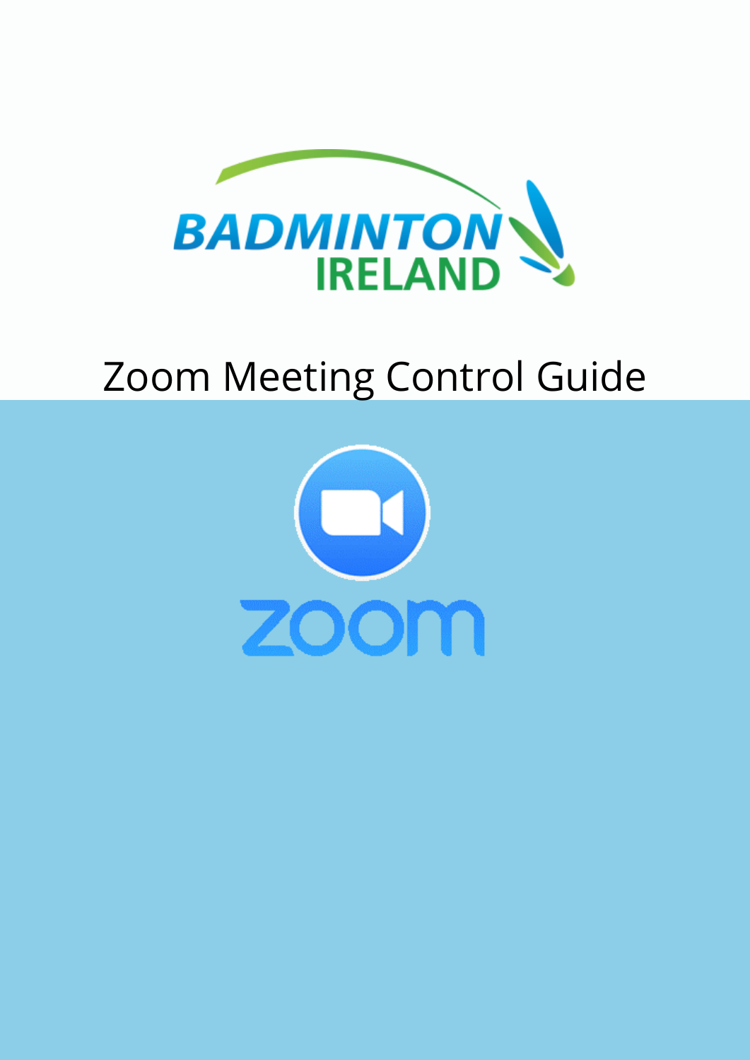BADMINTON IRELAND

# Zoom Meeting Control Guide

zoom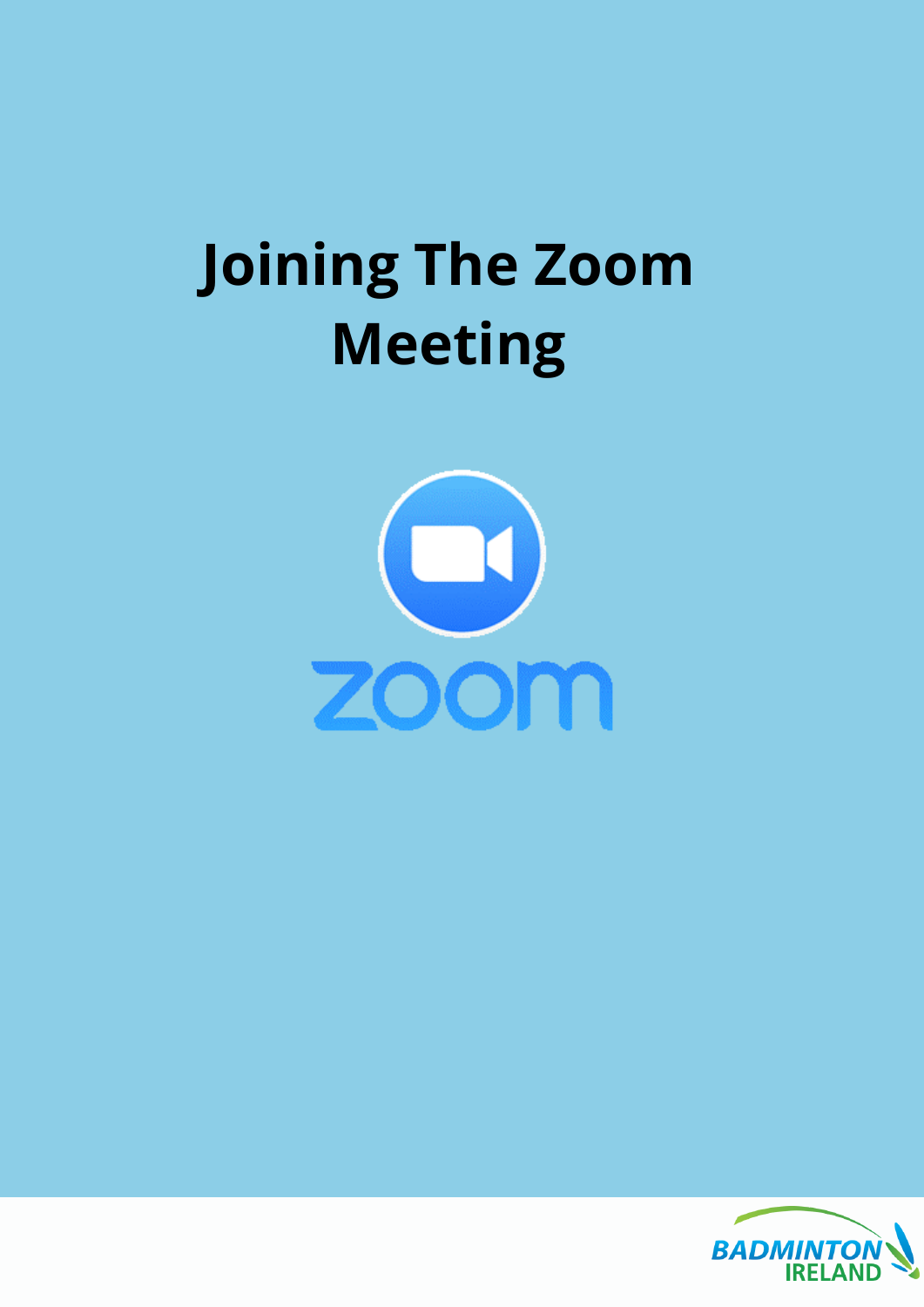# Joining The Zoom Meeting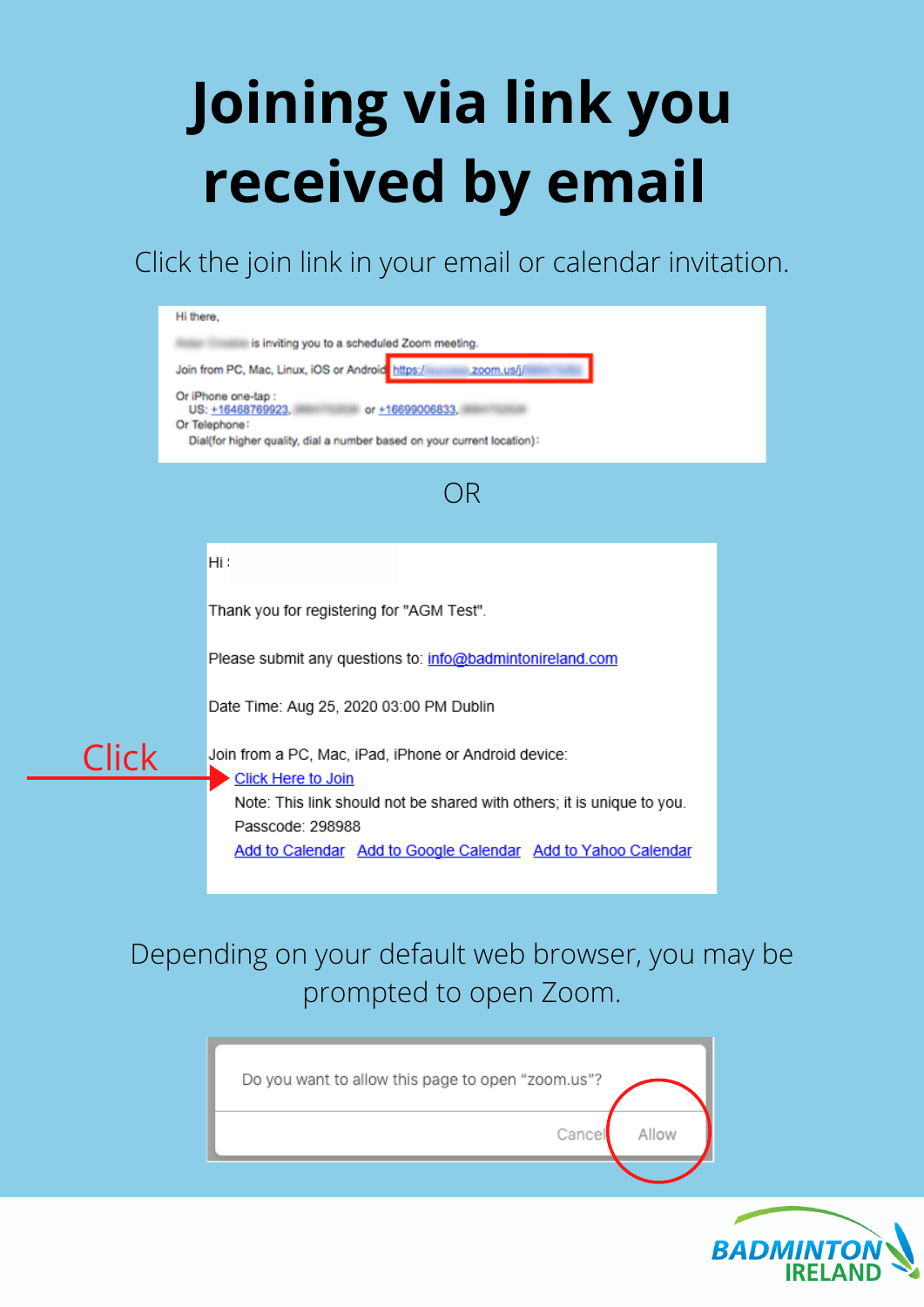# Joining via link you received by email

Click the join link in your email or calendar invitation.

Hi there,

is inviting you to a scheduled Zoom meeting.

Join from PC, Mac, Linux, iOS or Android: https://.zoom.us/j/

Or iPhone one-tap :
US: +16468769923, or +16699006833,

Or Telephone:
Dial(for higher quality, dial a number based on your current location):

OR

Hi

Thank you for registering for "AGM Test".

Please submit any questions to: info@badmintonireland.com

Date Time: Aug 25, 2020 03:00 PM Dublin

Join from a PC, Mac, iPad, iPhone or Android device:

Click → Click Here to Join

Note: This link should not be shared with others; it is unique to you.

Passcode: 298988

Add to Calendar Add to Google Calendar Add to Yahoo Calendar

Depending on your default web browser, you may be prompted to open Zoom.

Do you want to allow this page to open "zoom.us"?

Cancel Allow

BADMINTON IRELAND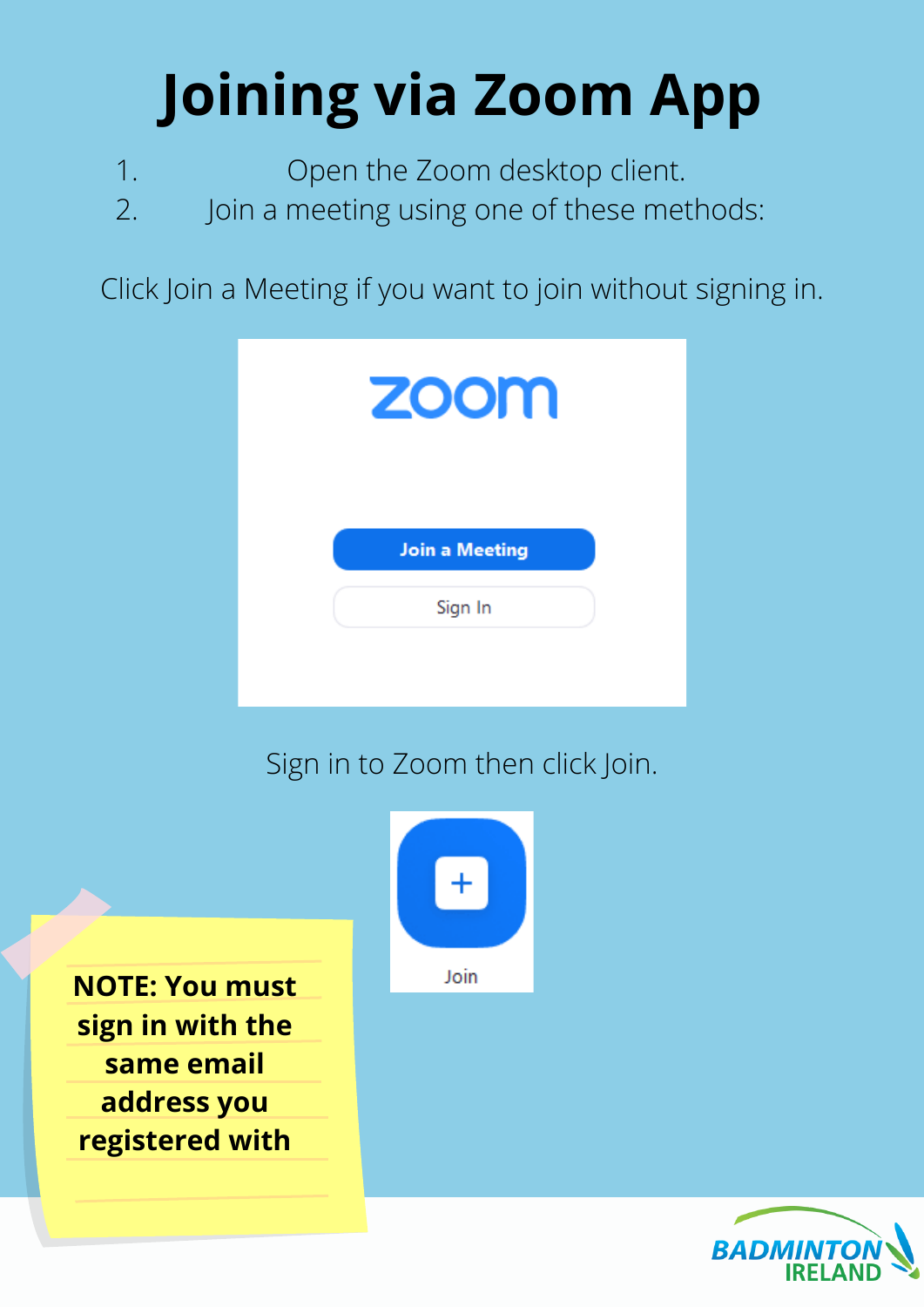# Joining via Zoom App

1. Open the Zoom desktop client.
2. Join a meeting using one of these methods:

Click Join a Meeting if you want to join without signing in.

Join a Meeting

Sign In

Sign in to Zoom then click Join.

Join

**NOTE: You must sign in with the same email address you registered with**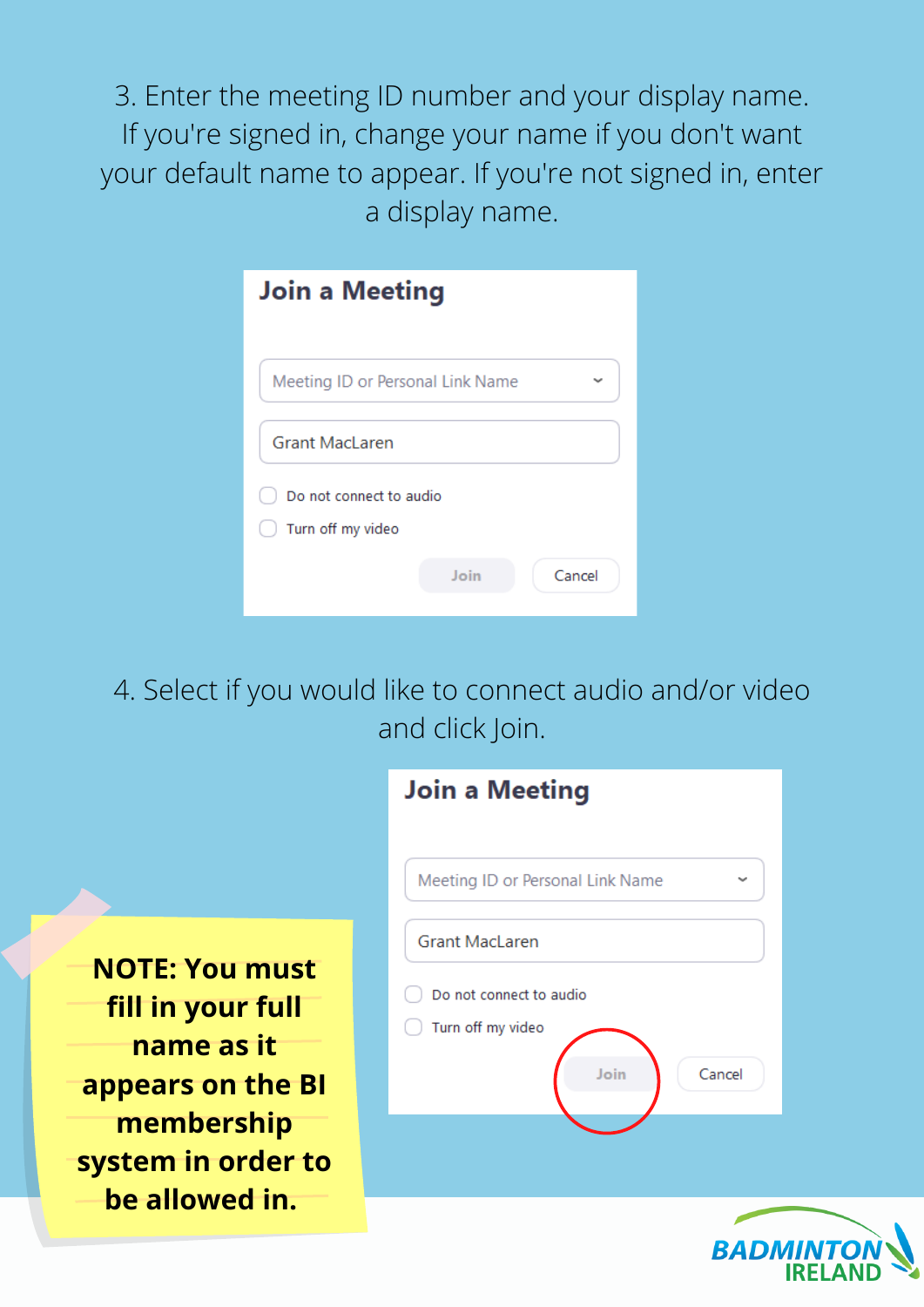3. Enter the meeting ID number and your display name. If you're signed in, change your name if you don't want your default name to appear. If you're not signed in, enter a display name.

**Join a Meeting**

Meeting ID or Personal Link Name

Grant MacLaren

Do not connect to audio

Turn off my video

Join | Cancel

4. Select if you would like to connect audio and/or video and click Join.

**Join a Meeting**

Meeting ID or Personal Link Name

Grant MacLaren

Do not connect to audio

Turn off my video

Join | Cancel

**NOTE: You must fill in your full name as it appears on the BI membership system in order to be allowed in.**

BADMINTON IRELAND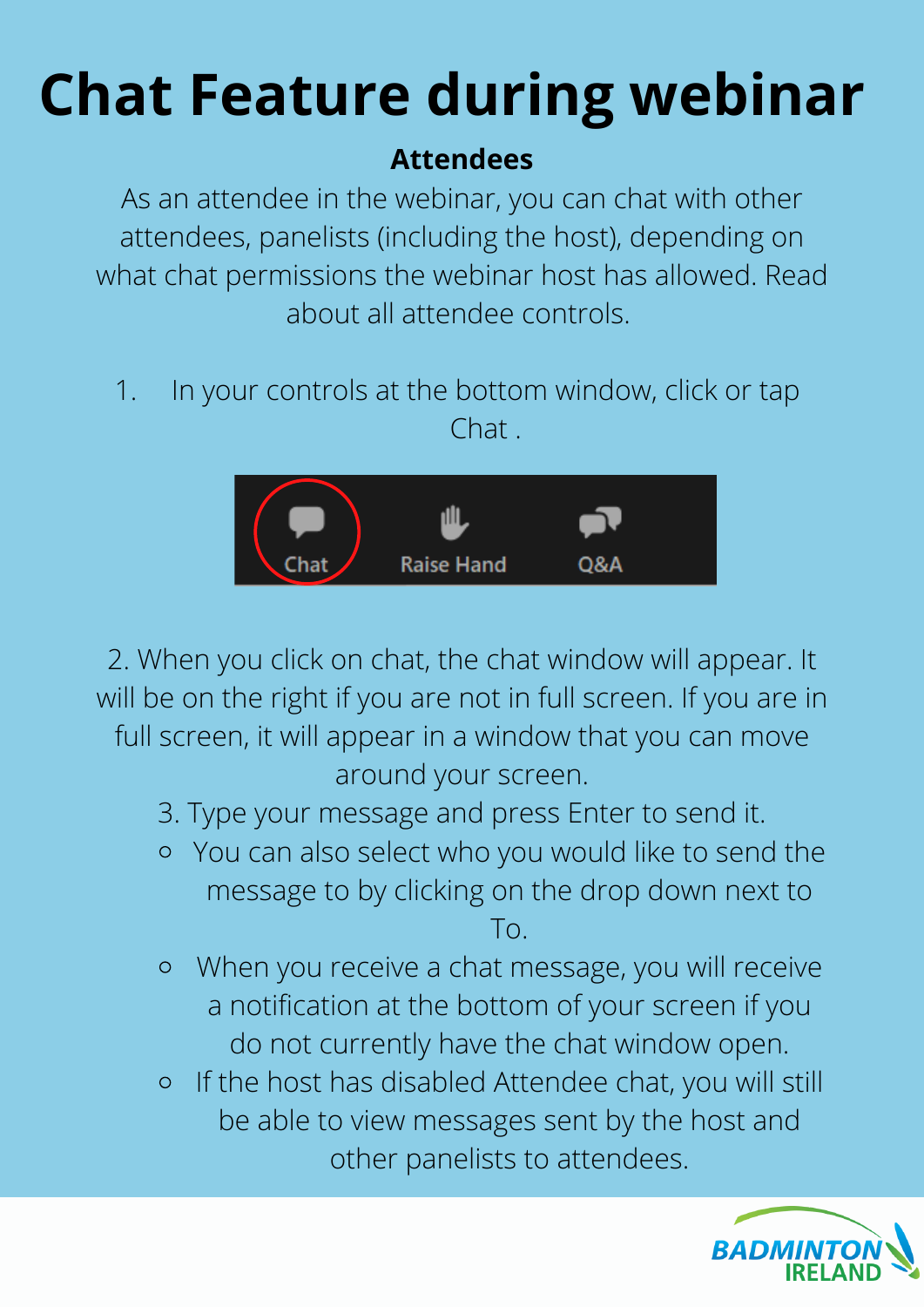# Chat Feature during webinar

**Attendees**

As an attendee in the webinar, you can chat with other attendees, panelists (including the host), depending on what chat permissions the webinar host has allowed. Read about all attendee controls.

1. In your controls at the bottom window, click or tap Chat .

2. When you click on chat, the chat window will appear. It will be on the right if you are not in full screen. If you are in full screen, it will appear in a window that you can move around your screen.

3. Type your message and press Enter to send it.
   - You can also select who you would like to send the message to by clicking on the drop down next to To.
   - When you receive a chat message, you will receive a notification at the bottom of your screen if you do not currently have the chat window open.
   - If the host has disabled Attendee chat, you will still be able to view messages sent by the host and other panelists to attendees.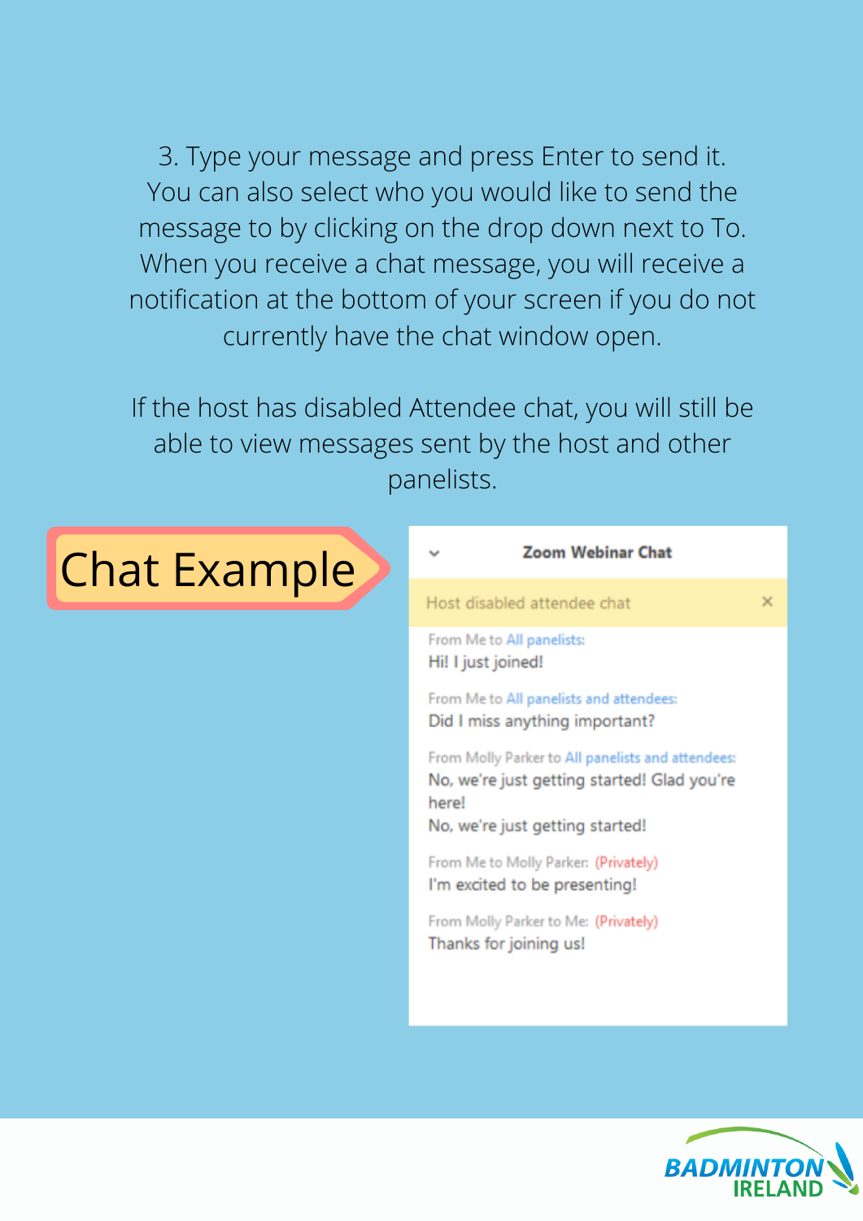3. Type your message and press Enter to send it. You can also select who you would like to send the message to by clicking on the drop down next to To. When you receive a chat message, you will receive a notification at the bottom of your screen if you do not currently have the chat window open.

If the host has disabled Attendee chat, you will still be able to view messages sent by the host and other panelists.

## Chat Example

**Zoom Webinar Chat**

Host disabled attendee chat

From Me to All panelists:
Hi! I just joined!

From Me to All panelists and attendees:
Did I miss anything important?

From Molly Parker to All panelists and attendees:
No, we're just getting started! Glad you're here!
No, we're just getting started!

From Me to Molly Parker: (Privately)
I'm excited to be presenting!

From Molly Parker to Me: (Privately)
Thanks for joining us!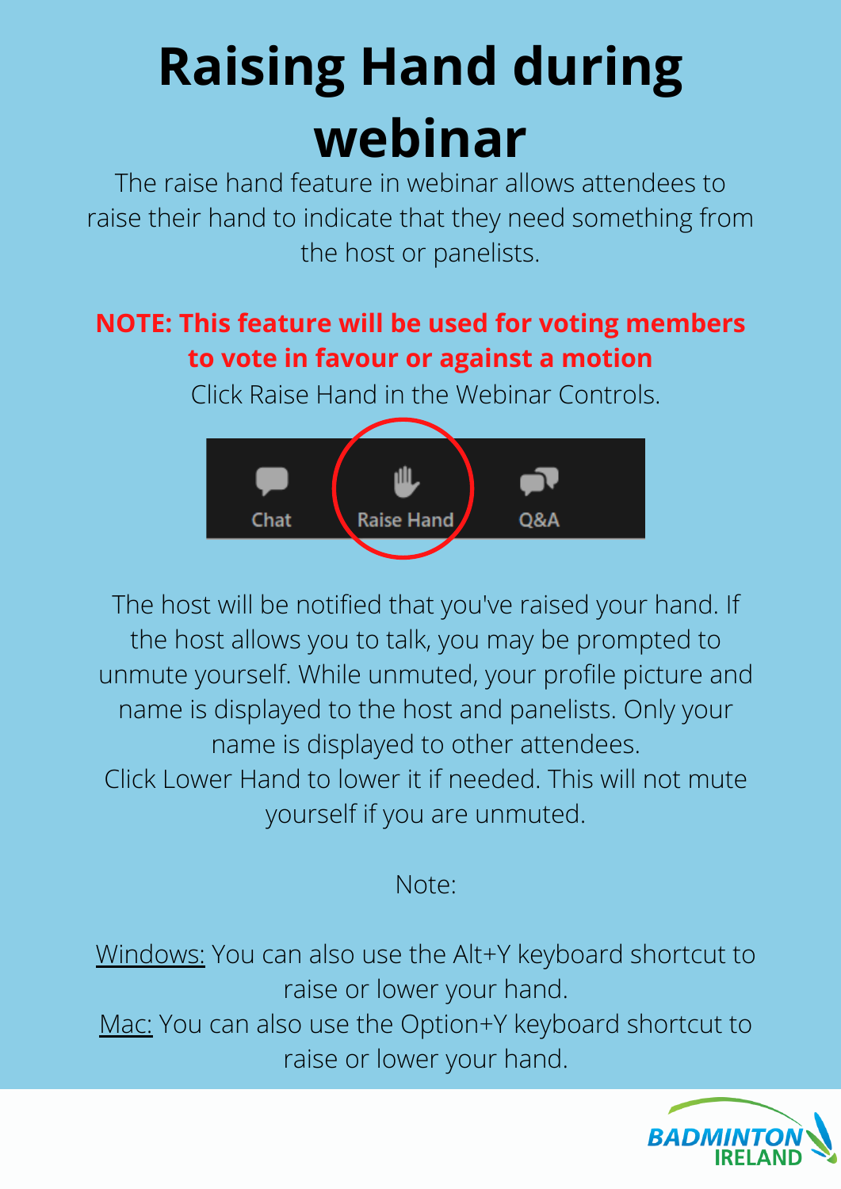# Raising Hand during webinar

The raise hand feature in webinar allows attendees to raise their hand to indicate that they need something from the host or panelists.

**NOTE: This feature will be used for voting members to vote in favour or against a motion**

Click Raise Hand in the Webinar Controls.

Chat Raise Hand Q&A

The host will be notified that you've raised your hand. If the host allows you to talk, you may be prompted to unmute yourself. While unmuted, your profile picture and name is displayed to the host and panelists. Only your name is displayed to other attendees.

Click Lower Hand to lower it if needed. This will not mute yourself if you are unmuted.

Note:

Windows: You can also use the Alt+Y keyboard shortcut to raise or lower your hand.

Mac: You can also use the Option+Y keyboard shortcut to raise or lower your hand.

BADMINTON IRELAND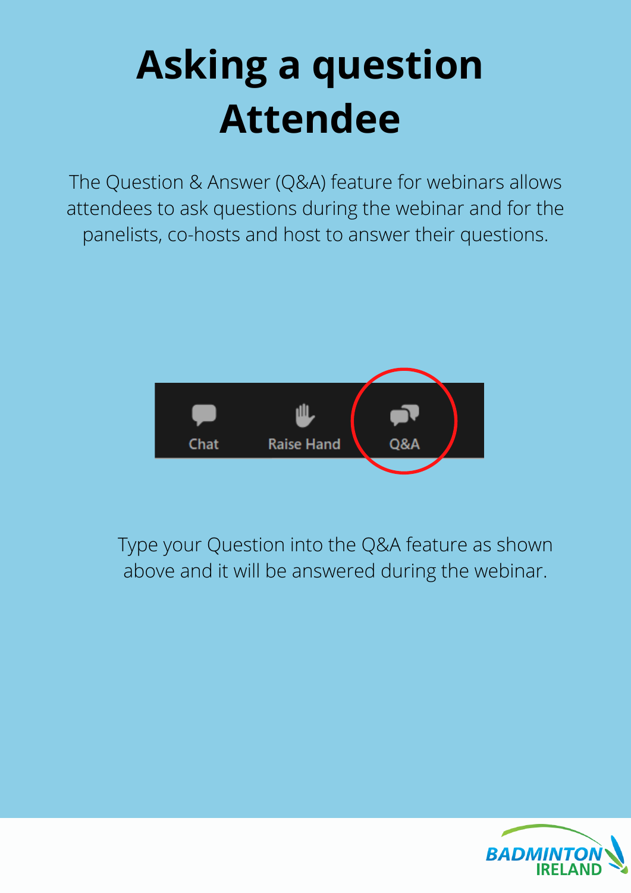# Asking a question Attendee

The Question & Answer (Q&A) feature for webinars allows attendees to ask questions during the webinar and for the panelists, co-hosts and host to answer their questions.

Chat

Raise Hand

Q&A

Type your Question into the Q&A feature as shown above and it will be answered during the webinar.

BADMINTON IRELAND